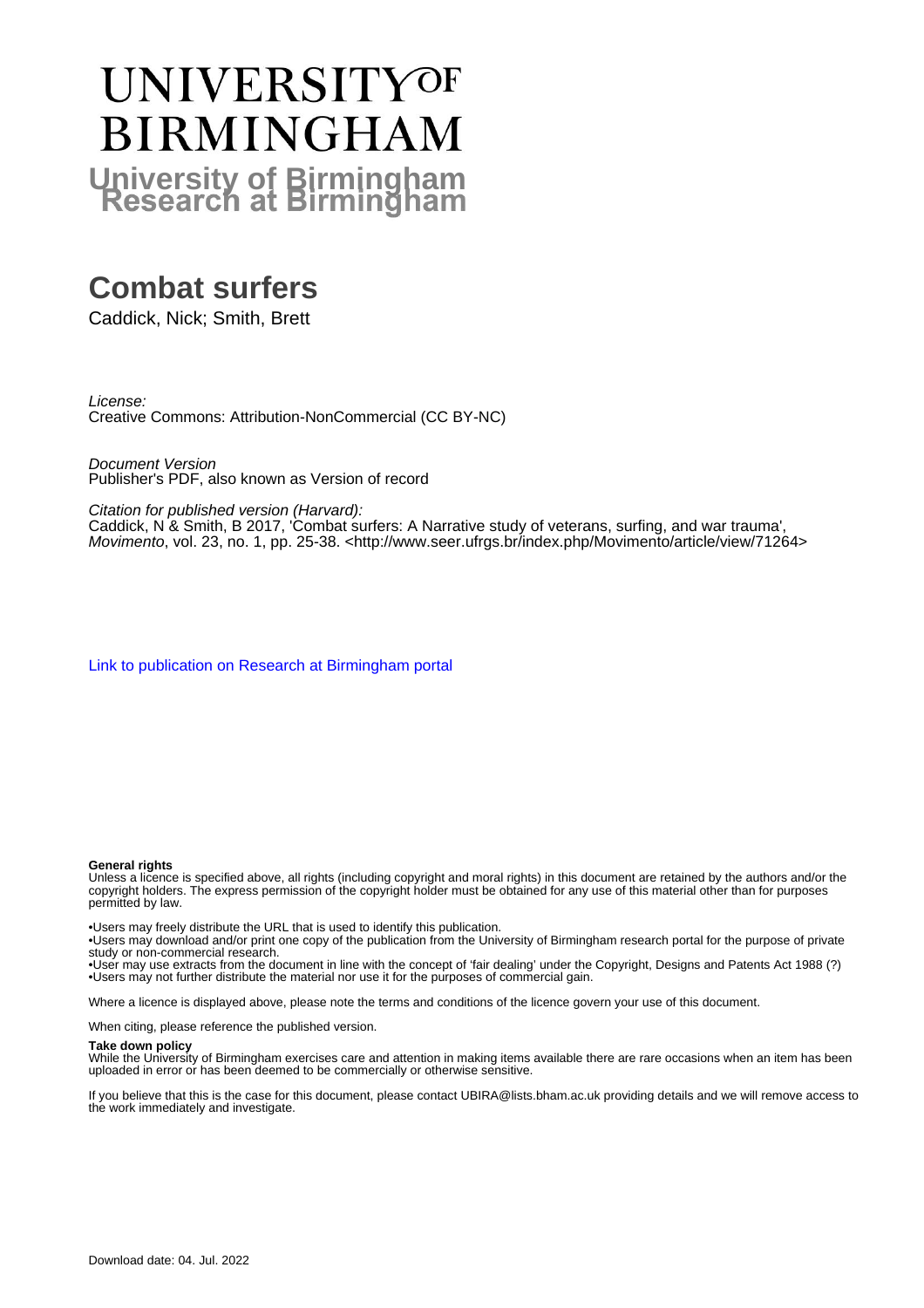# UNIVERSITY OF BIRMINGHAM

**University of Birmingham Research at Birmingham**

# Combat surfers

Caddick, Nick; Smith, Brett

*License:*
Creative Commons: Attribution-NonCommercial (CC BY-NC)

*Document Version*
Publisher's PDF, also known as Version of record

*Citation for published version (Harvard):*
Caddick, N & Smith, B 2017, 'Combat surfers: A Narrative study of veterans, surfing, and war trauma', *Movimento*, vol. 23, no. 1, pp. 25-38. <http://www.seer.ufrgs.br/index.php/Movimento/article/view/71264>

Link to publication on Research at Birmingham portal

**General rights**
Unless a licence is specified above, all rights (including copyright and moral rights) in this document are retained by the authors and/or the copyright holders. The express permission of the copyright holder must be obtained for any use of this material other than for purposes permitted by law.

•Users may freely distribute the URL that is used to identify this publication.
•Users may download and/or print one copy of the publication from the University of Birmingham research portal for the purpose of private study or non-commercial research.
•User may use extracts from the document in line with the concept of 'fair dealing' under the Copyright, Designs and Patents Act 1988 (?)
•Users may not further distribute the material nor use it for the purposes of commercial gain.

Where a licence is displayed above, please note the terms and conditions of the licence govern your use of this document.

When citing, please reference the published version.

**Take down policy**
While the University of Birmingham exercises care and attention in making items available there are rare occasions when an item has been uploaded in error or has been deemed to be commercially or otherwise sensitive.

If you believe that this is the case for this document, please contact UBIRA@lists.bham.ac.uk providing details and we will remove access to the work immediately and investigate.

Download date: 04. Jul. 2022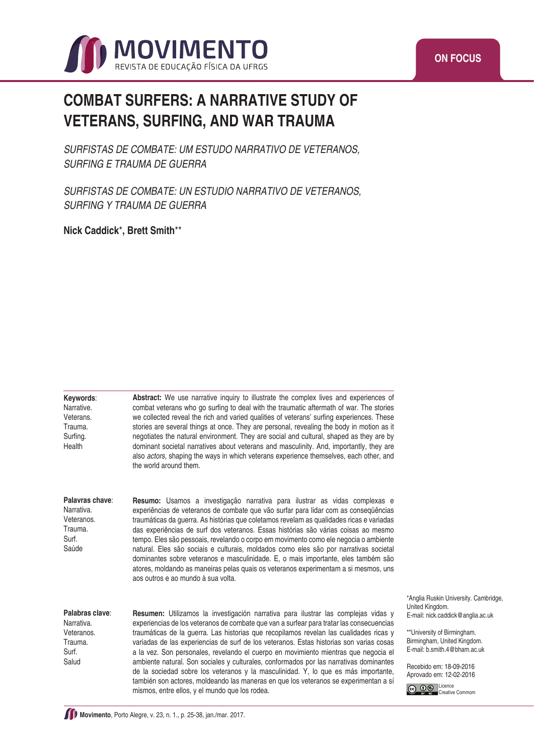ON FOCUS

# COMBAT SURFERS: A NARRATIVE STUDY OF VETERANS, SURFING, AND WAR TRAUMA

*SURFISTAS DE COMBATE: UM ESTUDO NARRATIVO DE VETERANOS, SURFING E TRAUMA DE GUERRA*

*SURFISTAS DE COMBATE: UN ESTUDIO NARRATIVO DE VETERANOS, SURFING Y TRAUMA DE GUERRA*

**Nick Caddick*, Brett Smith****

**Keywords**: Narrative. Veterans. Trauma. Surfing. Health

**Abstract:** We use narrative inquiry to illustrate the complex lives and experiences of combat veterans who go surfing to deal with the traumatic aftermath of war. The stories we collected reveal the rich and varied qualities of veterans' surfing experiences. These stories are several things at once. They are personal, revealing the body in motion as it negotiates the natural environment. They are social and cultural, shaped as they are by dominant societal narratives about veterans and masculinity. And, importantly, they are also *actors*, shaping the ways in which veterans experience themselves, each other, and the world around them.

**Palavras chave**: Narrativa. Veteranos. Trauma. Surf. Saúde

**Resumo:** Usamos a investigação narrativa para ilustrar as vidas complexas e experiências de veteranos de combate que vão surfar para lidar com as conseqüências traumáticas da guerra. As histórias que coletamos revelam as qualidades ricas e variadas das experiências de surf dos veteranos. Essas histórias são várias coisas ao mesmo tempo. Eles são pessoais, revelando o corpo em movimento como ele negocia o ambiente natural. Eles são sociais e culturais, moldados como eles são por narrativas societal dominantes sobre veteranos e masculinidade. E, o mais importante, eles também são atores, moldando as maneiras pelas quais os veteranos experimentam a si mesmos, uns aos outros e ao mundo à sua volta.

**Palabras clave**: Narrativa. Veteranos. Trauma. Surf. Salud

**Resumen:** Utilizamos la investigación narrativa para ilustrar las complejas vidas y experiencias de los veteranos de combate que van a surfear para tratar las consecuencias traumáticas de la guerra. Las historias que recopilamos revelan las cualidades ricas y variadas de las experiencias de surf de los veteranos. Estas historias son varias cosas a la vez. Son personales, revelando el cuerpo en movimiento mientras que negocia el ambiente natural. Son sociales y culturales, conformados por las narrativas dominantes de la sociedad sobre los veteranos y la masculinidad. Y, lo que es más importante, también son actores, moldeando las maneras en que los veteranos se experimentan a sí mismos, entre ellos, y el mundo que los rodea.

*Anglia Ruskin University. Cambridge, United Kingdom.
E-mail: nick.caddick@anglia.ac.uk

**University of Birmingham. Birmingham, United Kingdom.
E-mail: b.smith.4@bham.ac.uk

Recebido em: 18-09-2016
Aprovado em: 12-02-2016

Licence Creative Commom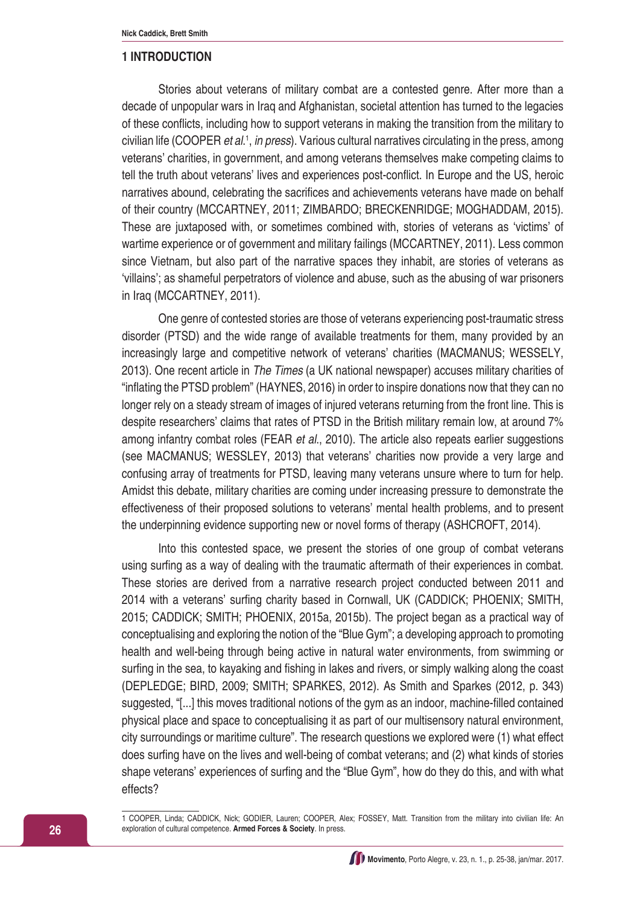## 1 INTRODUCTION

Stories about veterans of military combat are a contested genre. After more than a decade of unpopular wars in Iraq and Afghanistan, societal attention has turned to the legacies of these conflicts, including how to support veterans in making the transition from the military to civilian life (COOPER *et al.*[1], *in press*). Various cultural narratives circulating in the press, among veterans' charities, in government, and among veterans themselves make competing claims to tell the truth about veterans' lives and experiences post-conflict. In Europe and the US, heroic narratives abound, celebrating the sacrifices and achievements veterans have made on behalf of their country (MCCARTNEY, 2011; ZIMBARDO; BRECKENRIDGE; MOGHADDAM, 2015). These are juxtaposed with, or sometimes combined with, stories of veterans as 'victims' of wartime experience or of government and military failings (MCCARTNEY, 2011). Less common since Vietnam, but also part of the narrative spaces they inhabit, are stories of veterans as 'villains'; as shameful perpetrators of violence and abuse, such as the abusing of war prisoners in Iraq (MCCARTNEY, 2011).

One genre of contested stories are those of veterans experiencing post-traumatic stress disorder (PTSD) and the wide range of available treatments for them, many provided by an increasingly large and competitive network of veterans' charities (MACMANUS; WESSELY, 2013). One recent article in *The Times* (a UK national newspaper) accuses military charities of "inflating the PTSD problem" (HAYNES, 2016) in order to inspire donations now that they can no longer rely on a steady stream of images of injured veterans returning from the front line. This is despite researchers' claims that rates of PTSD in the British military remain low, at around 7% among infantry combat roles (FEAR *et al.*, 2010). The article also repeats earlier suggestions (see MACMANUS; WESSLEY, 2013) that veterans' charities now provide a very large and confusing array of treatments for PTSD, leaving many veterans unsure where to turn for help. Amidst this debate, military charities are coming under increasing pressure to demonstrate the effectiveness of their proposed solutions to veterans' mental health problems, and to present the underpinning evidence supporting new or novel forms of therapy (ASHCROFT, 2014).

Into this contested space, we present the stories of one group of combat veterans using surfing as a way of dealing with the traumatic aftermath of their experiences in combat. These stories are derived from a narrative research project conducted between 2011 and 2014 with a veterans' surfing charity based in Cornwall, UK (CADDICK; PHOENIX; SMITH, 2015; CADDICK; SMITH; PHOENIX, 2015a, 2015b). The project began as a practical way of conceptualising and exploring the notion of the "Blue Gym"; a developing approach to promoting health and well-being through being active in natural water environments, from swimming or surfing in the sea, to kayaking and fishing in lakes and rivers, or simply walking along the coast (DEPLEDGE; BIRD, 2009; SMITH; SPARKES, 2012). As Smith and Sparkes (2012, p. 343) suggested, "[...] this moves traditional notions of the gym as an indoor, machine-filled contained physical place and space to conceptualising it as part of our multisensory natural environment, city surroundings or maritime culture". The research questions we explored were (1) what effect does surfing have on the lives and well-being of combat veterans; and (2) what kinds of stories shape veterans' experiences of surfing and the "Blue Gym", how do they do this, and with what effects?

---

1 COOPER, Linda; CADDICK, Nick; GODIER, Lauren; COOPER, Alex; FOSSEY, Matt. Transition from the military into civilian life: An exploration of cultural competence. **Armed Forces & Society**. In press.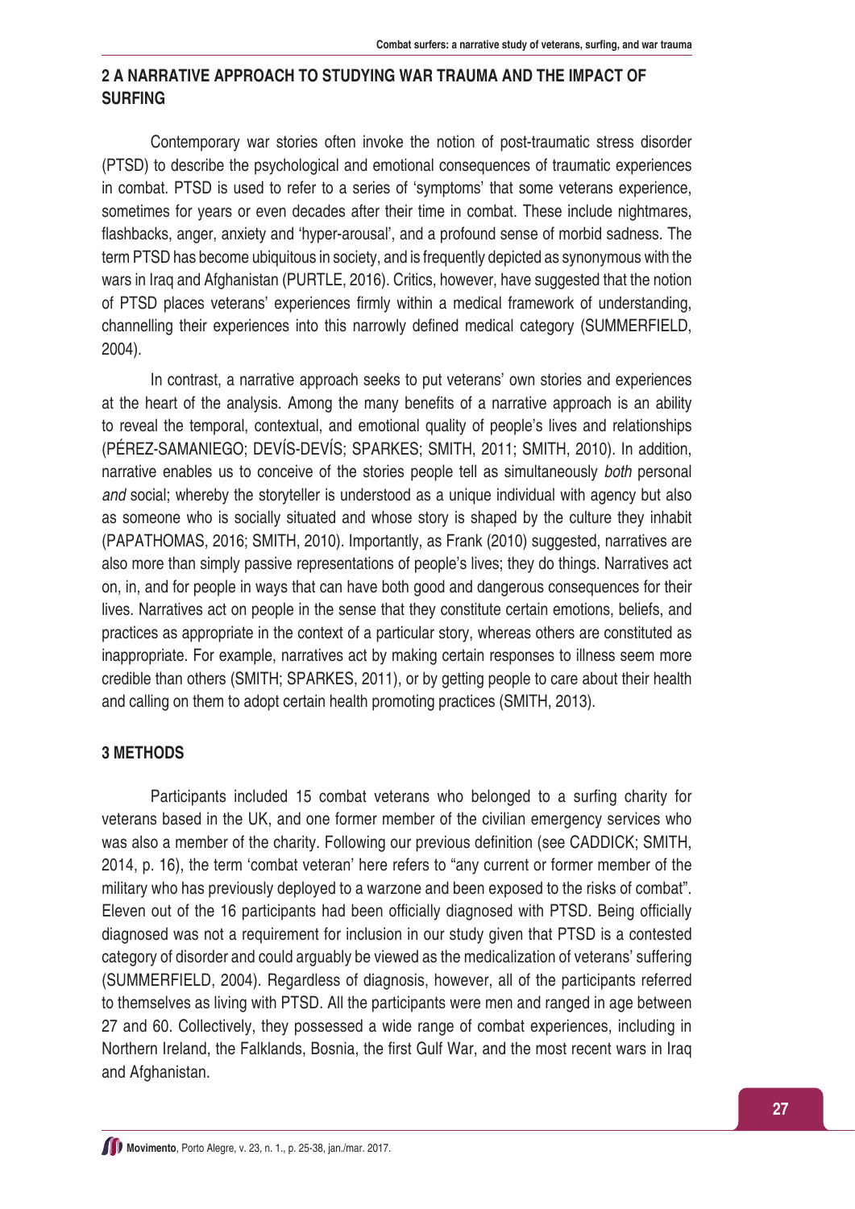## 2 A NARRATIVE APPROACH TO STUDYING WAR TRAUMA AND THE IMPACT OF SURFING

Contemporary war stories often invoke the notion of post-traumatic stress disorder (PTSD) to describe the psychological and emotional consequences of traumatic experiences in combat. PTSD is used to refer to a series of 'symptoms' that some veterans experience, sometimes for years or even decades after their time in combat. These include nightmares, flashbacks, anger, anxiety and 'hyper-arousal', and a profound sense of morbid sadness. The term PTSD has become ubiquitous in society, and is frequently depicted as synonymous with the wars in Iraq and Afghanistan (PURTLE, 2016). Critics, however, have suggested that the notion of PTSD places veterans' experiences firmly within a medical framework of understanding, channelling their experiences into this narrowly defined medical category (SUMMERFIELD, 2004).

In contrast, a narrative approach seeks to put veterans' own stories and experiences at the heart of the analysis. Among the many benefits of a narrative approach is an ability to reveal the temporal, contextual, and emotional quality of people's lives and relationships (PÉREZ-SAMANIEGO; DEVÍS-DEVÍS; SPARKES; SMITH, 2011; SMITH, 2010). In addition, narrative enables us to conceive of the stories people tell as simultaneously *both* personal *and* social; whereby the storyteller is understood as a unique individual with agency but also as someone who is socially situated and whose story is shaped by the culture they inhabit (PAPATHOMAS, 2016; SMITH, 2010). Importantly, as Frank (2010) suggested, narratives are also more than simply passive representations of people's lives; they do things. Narratives act on, in, and for people in ways that can have both good and dangerous consequences for their lives. Narratives act on people in the sense that they constitute certain emotions, beliefs, and practices as appropriate in the context of a particular story, whereas others are constituted as inappropriate. For example, narratives act by making certain responses to illness seem more credible than others (SMITH; SPARKES, 2011), or by getting people to care about their health and calling on them to adopt certain health promoting practices (SMITH, 2013).

## 3 METHODS

Participants included 15 combat veterans who belonged to a surfing charity for veterans based in the UK, and one former member of the civilian emergency services who was also a member of the charity. Following our previous definition (see CADDICK; SMITH, 2014, p. 16), the term 'combat veteran' here refers to "any current or former member of the military who has previously deployed to a warzone and been exposed to the risks of combat". Eleven out of the 16 participants had been officially diagnosed with PTSD. Being officially diagnosed was not a requirement for inclusion in our study given that PTSD is a contested category of disorder and could arguably be viewed as the medicalization of veterans' suffering (SUMMERFIELD, 2004). Regardless of diagnosis, however, all of the participants referred to themselves as living with PTSD. All the participants were men and ranged in age between 27 and 60. Collectively, they possessed a wide range of combat experiences, including in Northern Ireland, the Falklands, Bosnia, the first Gulf War, and the most recent wars in Iraq and Afghanistan.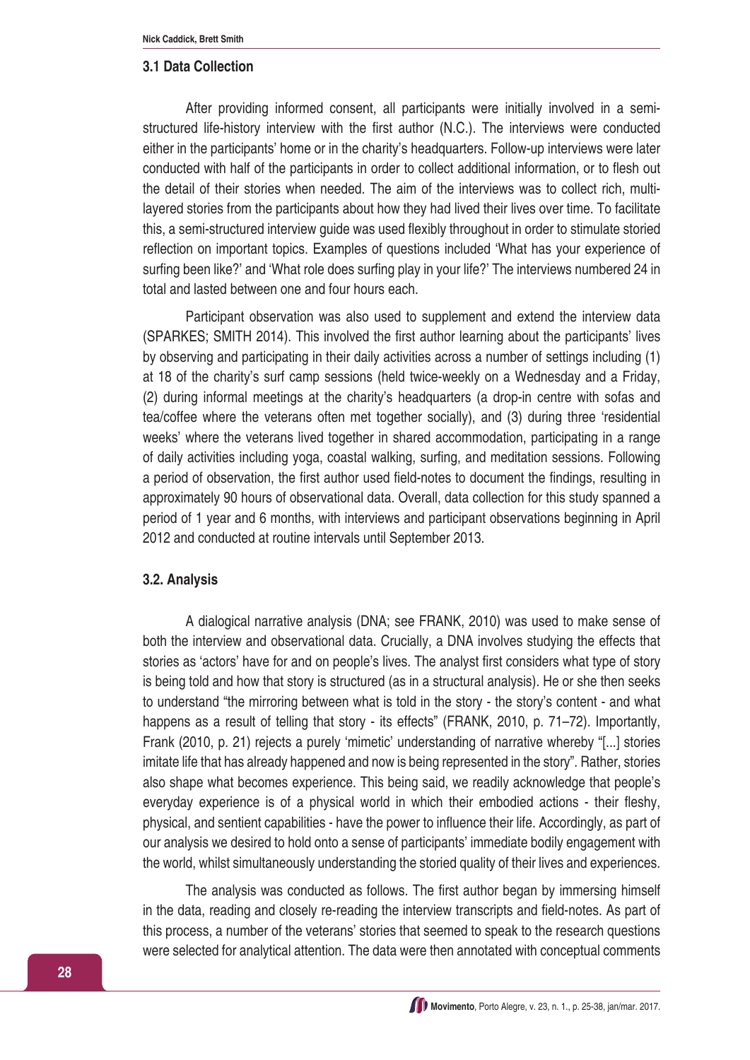### 3.1 Data Collection

After providing informed consent, all participants were initially involved in a semi-structured life-history interview with the first author (N.C.). The interviews were conducted either in the participants' home or in the charity's headquarters. Follow-up interviews were later conducted with half of the participants in order to collect additional information, or to flesh out the detail of their stories when needed. The aim of the interviews was to collect rich, multi-layered stories from the participants about how they had lived their lives over time. To facilitate this, a semi-structured interview guide was used flexibly throughout in order to stimulate storied reflection on important topics. Examples of questions included 'What has your experience of surfing been like?' and 'What role does surfing play in your life?' The interviews numbered 24 in total and lasted between one and four hours each.

Participant observation was also used to supplement and extend the interview data (SPARKES; SMITH 2014). This involved the first author learning about the participants' lives by observing and participating in their daily activities across a number of settings including (1) at 18 of the charity's surf camp sessions (held twice-weekly on a Wednesday and a Friday, (2) during informal meetings at the charity's headquarters (a drop-in centre with sofas and tea/coffee where the veterans often met together socially), and (3) during three 'residential weeks' where the veterans lived together in shared accommodation, participating in a range of daily activities including yoga, coastal walking, surfing, and meditation sessions. Following a period of observation, the first author used field-notes to document the findings, resulting in approximately 90 hours of observational data. Overall, data collection for this study spanned a period of 1 year and 6 months, with interviews and participant observations beginning in April 2012 and conducted at routine intervals until September 2013.

### 3.2. Analysis

A dialogical narrative analysis (DNA; see FRANK, 2010) was used to make sense of both the interview and observational data. Crucially, a DNA involves studying the effects that stories as 'actors' have for and on people's lives. The analyst first considers what type of story is being told and how that story is structured (as in a structural analysis). He or she then seeks to understand "the mirroring between what is told in the story - the story's content - and what happens as a result of telling that story - its effects" (FRANK, 2010, p. 71–72). Importantly, Frank (2010, p. 21) rejects a purely 'mimetic' understanding of narrative whereby "[...] stories imitate life that has already happened and now is being represented in the story". Rather, stories also shape what becomes experience. This being said, we readily acknowledge that people's everyday experience is of a physical world in which their embodied actions - their fleshy, physical, and sentient capabilities - have the power to influence their life. Accordingly, as part of our analysis we desired to hold onto a sense of participants' immediate bodily engagement with the world, whilst simultaneously understanding the storied quality of their lives and experiences.

The analysis was conducted as follows. The first author began by immersing himself in the data, reading and closely re-reading the interview transcripts and field-notes. As part of this process, a number of the veterans' stories that seemed to speak to the research questions were selected for analytical attention. The data were then annotated with conceptual comments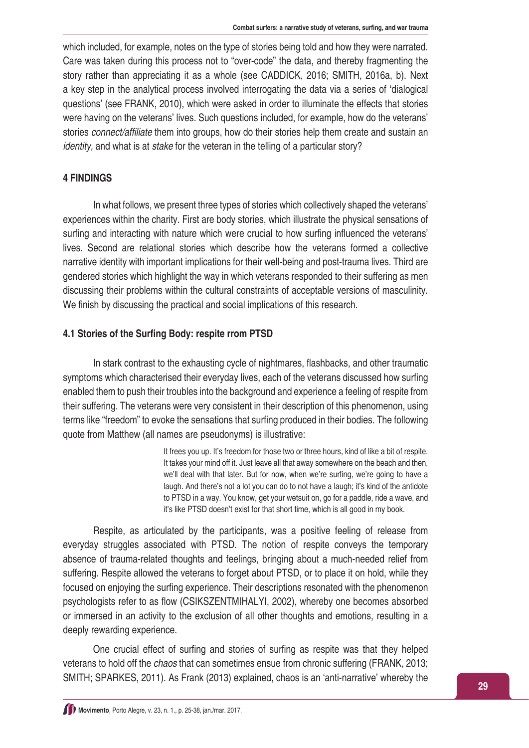which included, for example, notes on the type of stories being told and how they were narrated. Care was taken during this process not to "over-code" the data, and thereby fragmenting the story rather than appreciating it as a whole (see CADDICK, 2016; SMITH, 2016a, b). Next a key step in the analytical process involved interrogating the data via a series of 'dialogical questions' (see FRANK, 2010), which were asked in order to illuminate the effects that stories were having on the veterans' lives. Such questions included, for example, how do the veterans' stories *connect/affiliate* them into groups, how do their stories help them create and sustain an *identity,* and what is at *stake* for the veteran in the telling of a particular story?

## 4 FINDINGS

In what follows, we present three types of stories which collectively shaped the veterans' experiences within the charity. First are body stories, which illustrate the physical sensations of surfing and interacting with nature which were crucial to how surfing influenced the veterans' lives. Second are relational stories which describe how the veterans formed a collective narrative identity with important implications for their well-being and post-trauma lives. Third are gendered stories which highlight the way in which veterans responded to their suffering as men discussing their problems within the cultural constraints of acceptable versions of masculinity. We finish by discussing the practical and social implications of this research.

### 4.1 Stories of the Surfing Body: respite rrom PTSD

In stark contrast to the exhausting cycle of nightmares, flashbacks, and other traumatic symptoms which characterised their everyday lives, each of the veterans discussed how surfing enabled them to push their troubles into the background and experience a feeling of respite from their suffering. The veterans were very consistent in their description of this phenomenon, using terms like "freedom" to evoke the sensations that surfing produced in their bodies. The following quote from Matthew (all names are pseudonyms) is illustrative:

> It frees you up. It's freedom for those two or three hours, kind of like a bit of respite. It takes your mind off it. Just leave all that away somewhere on the beach and then, we'll deal with that later. But for now, when we're surfing, we're going to have a laugh. And there's not a lot you can do to not have a laugh; it's kind of the antidote to PTSD in a way. You know, get your wetsuit on, go for a paddle, ride a wave, and it's like PTSD doesn't exist for that short time, which is all good in my book.

Respite, as articulated by the participants, was a positive feeling of release from everyday struggles associated with PTSD. The notion of respite conveys the temporary absence of trauma-related thoughts and feelings, bringing about a much-needed relief from suffering. Respite allowed the veterans to forget about PTSD, or to place it on hold, while they focused on enjoying the surfing experience. Their descriptions resonated with the phenomenon psychologists refer to as flow (CSIKSZENTMIHALYI, 2002), whereby one becomes absorbed or immersed in an activity to the exclusion of all other thoughts and emotions, resulting in a deeply rewarding experience.

One crucial effect of surfing and stories of surfing as respite was that they helped veterans to hold off the *chaos* that can sometimes ensue from chronic suffering (FRANK, 2013; SMITH; SPARKES, 2011). As Frank (2013) explained, chaos is an 'anti-narrative' whereby the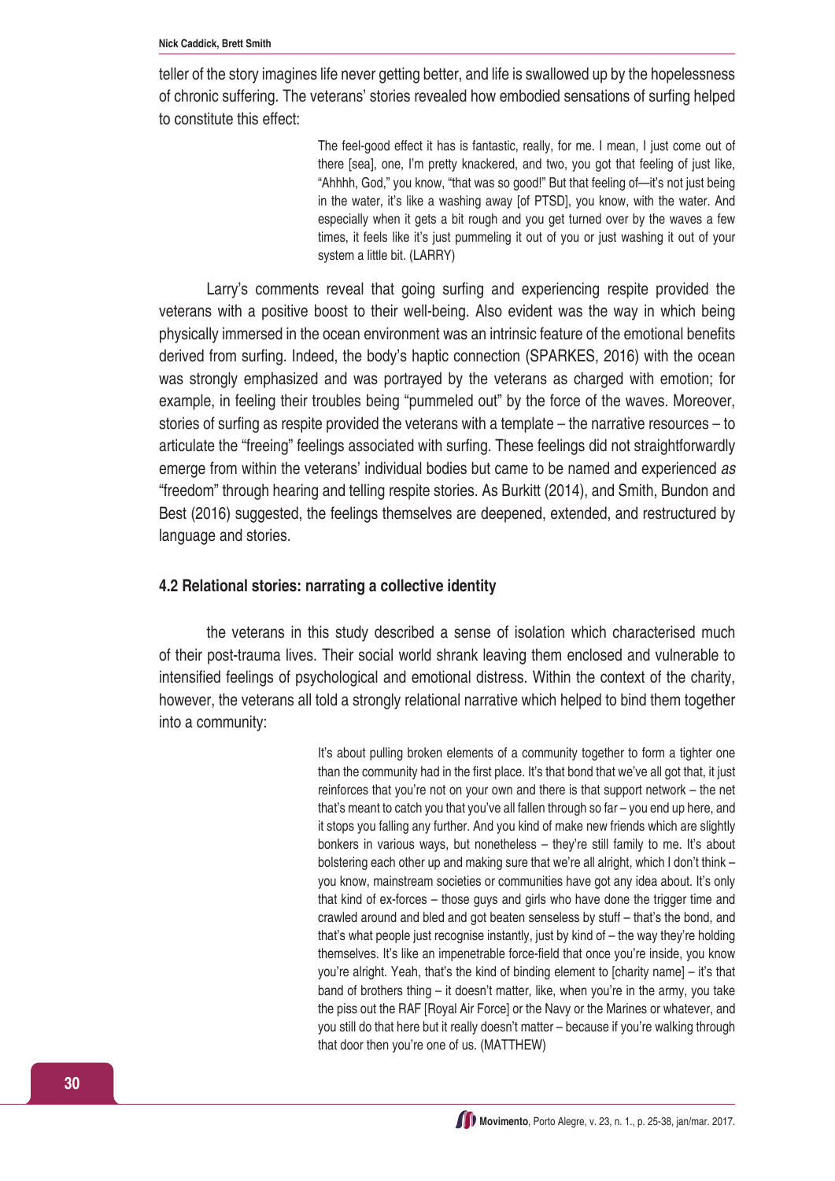teller of the story imagines life never getting better, and life is swallowed up by the hopelessness of chronic suffering. The veterans' stories revealed how embodied sensations of surfing helped to constitute this effect:

> The feel-good effect it has is fantastic, really, for me. I mean, I just come out of there [sea], one, I'm pretty knackered, and two, you got that feeling of just like, "Ahhhh, God," you know, "that was so good!" But that feeling of—it's not just being in the water, it's like a washing away [of PTSD], you know, with the water. And especially when it gets a bit rough and you get turned over by the waves a few times, it feels like it's just pummeling it out of you or just washing it out of your system a little bit. (LARRY)

Larry's comments reveal that going surfing and experiencing respite provided the veterans with a positive boost to their well-being. Also evident was the way in which being physically immersed in the ocean environment was an intrinsic feature of the emotional benefits derived from surfing. Indeed, the body's haptic connection (SPARKES, 2016) with the ocean was strongly emphasized and was portrayed by the veterans as charged with emotion; for example, in feeling their troubles being "pummeled out" by the force of the waves. Moreover, stories of surfing as respite provided the veterans with a template – the narrative resources – to articulate the "freeing" feelings associated with surfing. These feelings did not straightforwardly emerge from within the veterans' individual bodies but came to be named and experienced *as* "freedom" through hearing and telling respite stories. As Burkitt (2014), and Smith, Bundon and Best (2016) suggested, the feelings themselves are deepened, extended, and restructured by language and stories.

### 4.2 Relational stories: narrating a collective identity

the veterans in this study described a sense of isolation which characterised much of their post-trauma lives. Their social world shrank leaving them enclosed and vulnerable to intensified feelings of psychological and emotional distress. Within the context of the charity, however, the veterans all told a strongly relational narrative which helped to bind them together into a community:

> It's about pulling broken elements of a community together to form a tighter one than the community had in the first place. It's that bond that we've all got that, it just reinforces that you're not on your own and there is that support network – the net that's meant to catch you that you've all fallen through so far – you end up here, and it stops you falling any further. And you kind of make new friends which are slightly bonkers in various ways, but nonetheless – they're still family to me. It's about bolstering each other up and making sure that we're all alright, which I don't think – you know, mainstream societies or communities have got any idea about. It's only that kind of ex-forces – those guys and girls who have done the trigger time and crawled around and bled and got beaten senseless by stuff – that's the bond, and that's what people just recognise instantly, just by kind of – the way they're holding themselves. It's like an impenetrable force-field that once you're inside, you know you're alright. Yeah, that's the kind of binding element to [charity name] – it's that band of brothers thing – it doesn't matter, like, when you're in the army, you take the piss out the RAF [Royal Air Force] or the Navy or the Marines or whatever, and you still do that here but it really doesn't matter – because if you're walking through that door then you're one of us. (MATTHEW)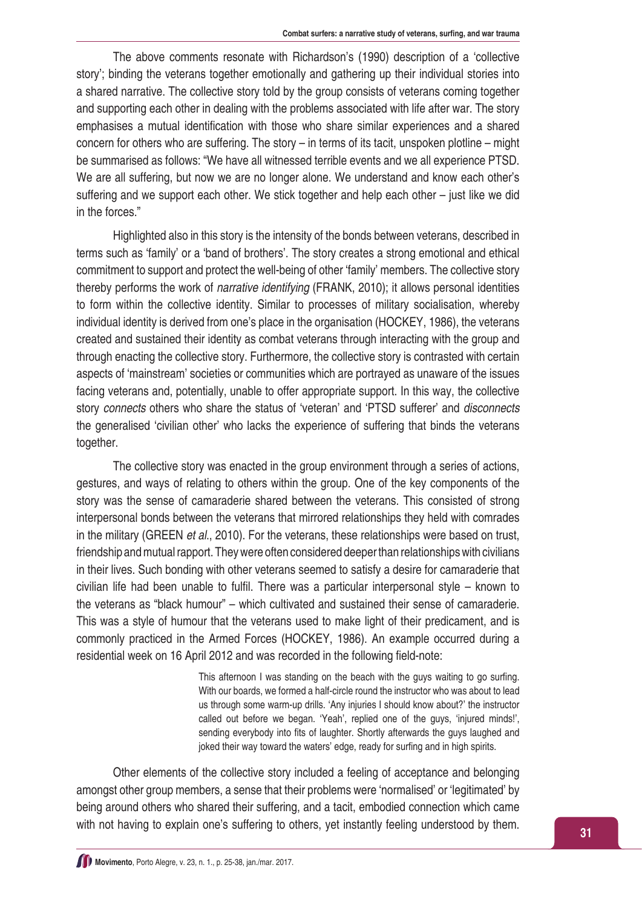The above comments resonate with Richardson's (1990) description of a 'collective story'; binding the veterans together emotionally and gathering up their individual stories into a shared narrative. The collective story told by the group consists of veterans coming together and supporting each other in dealing with the problems associated with life after war. The story emphasises a mutual identification with those who share similar experiences and a shared concern for others who are suffering. The story – in terms of its tacit, unspoken plotline – might be summarised as follows: "We have all witnessed terrible events and we all experience PTSD. We are all suffering, but now we are no longer alone. We understand and know each other's suffering and we support each other. We stick together and help each other – just like we did in the forces."

Highlighted also in this story is the intensity of the bonds between veterans, described in terms such as 'family' or a 'band of brothers'. The story creates a strong emotional and ethical commitment to support and protect the well-being of other 'family' members. The collective story thereby performs the work of *narrative identifying* (FRANK, 2010); it allows personal identities to form within the collective identity. Similar to processes of military socialisation, whereby individual identity is derived from one's place in the organisation (HOCKEY, 1986), the veterans created and sustained their identity as combat veterans through interacting with the group and through enacting the collective story. Furthermore, the collective story is contrasted with certain aspects of 'mainstream' societies or communities which are portrayed as unaware of the issues facing veterans and, potentially, unable to offer appropriate support. In this way, the collective story *connects* others who share the status of 'veteran' and 'PTSD sufferer' and *disconnects* the generalised 'civilian other' who lacks the experience of suffering that binds the veterans together.

The collective story was enacted in the group environment through a series of actions, gestures, and ways of relating to others within the group. One of the key components of the story was the sense of camaraderie shared between the veterans. This consisted of strong interpersonal bonds between the veterans that mirrored relationships they held with comrades in the military (GREEN *et al.*, 2010). For the veterans, these relationships were based on trust, friendship and mutual rapport. They were often considered deeper than relationships with civilians in their lives. Such bonding with other veterans seemed to satisfy a desire for camaraderie that civilian life had been unable to fulfil. There was a particular interpersonal style – known to the veterans as "black humour" – which cultivated and sustained their sense of camaraderie. This was a style of humour that the veterans used to make light of their predicament, and is commonly practiced in the Armed Forces (HOCKEY, 1986). An example occurred during a residential week on 16 April 2012 and was recorded in the following field-note:

> This afternoon I was standing on the beach with the guys waiting to go surfing. With our boards, we formed a half-circle round the instructor who was about to lead us through some warm-up drills. 'Any injuries I should know about?' the instructor called out before we began. 'Yeah', replied one of the guys, 'injured minds!', sending everybody into fits of laughter. Shortly afterwards the guys laughed and joked their way toward the waters' edge, ready for surfing and in high spirits.

Other elements of the collective story included a feeling of acceptance and belonging amongst other group members, a sense that their problems were 'normalised' or 'legitimated' by being around others who shared their suffering, and a tacit, embodied connection which came with not having to explain one's suffering to others, yet instantly feeling understood by them.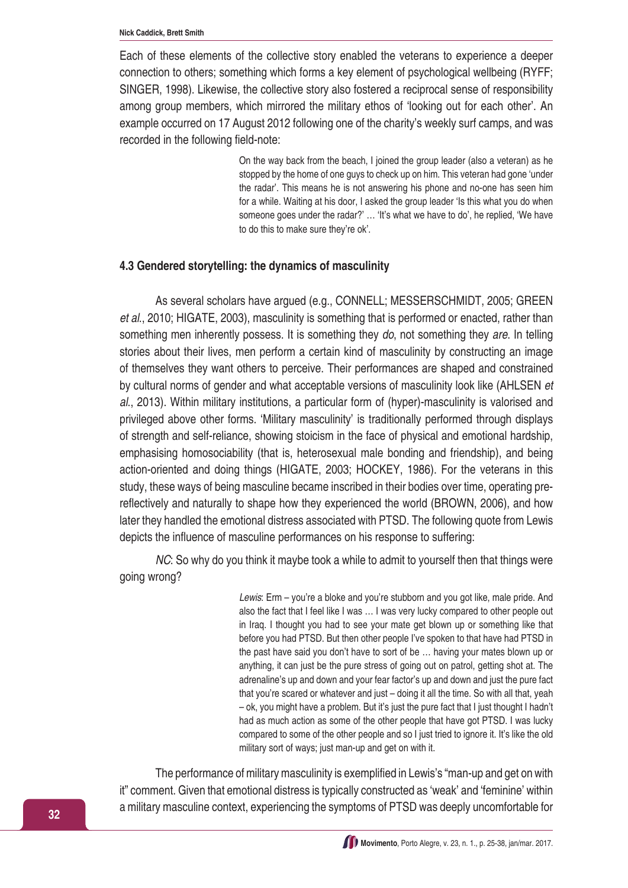Each of these elements of the collective story enabled the veterans to experience a deeper connection to others; something which forms a key element of psychological wellbeing (RYFF; SINGER, 1998). Likewise, the collective story also fostered a reciprocal sense of responsibility among group members, which mirrored the military ethos of 'looking out for each other'. An example occurred on 17 August 2012 following one of the charity's weekly surf camps, and was recorded in the following field-note:

> On the way back from the beach, I joined the group leader (also a veteran) as he stopped by the home of one guys to check up on him. This veteran had gone 'under the radar'. This means he is not answering his phone and no-one has seen him for a while. Waiting at his door, I asked the group leader 'Is this what you do when someone goes under the radar?' … 'It's what we have to do', he replied, 'We have to do this to make sure they're ok'.

### 4.3 Gendered storytelling: the dynamics of masculinity

As several scholars have argued (e.g., CONNELL; MESSERSCHMIDT, 2005; GREEN *et al.*, 2010; HIGATE, 2003), masculinity is something that is performed or enacted, rather than something men inherently possess. It is something they *do*, not something they *are*. In telling stories about their lives, men perform a certain kind of masculinity by constructing an image of themselves they want others to perceive. Their performances are shaped and constrained by cultural norms of gender and what acceptable versions of masculinity look like (AHLSEN *et al.*, 2013). Within military institutions, a particular form of (hyper)-masculinity is valorised and privileged above other forms. 'Military masculinity' is traditionally performed through displays of strength and self-reliance, showing stoicism in the face of physical and emotional hardship, emphasising homosociability (that is, heterosexual male bonding and friendship), and being action-oriented and doing things (HIGATE, 2003; HOCKEY, 1986). For the veterans in this study, these ways of being masculine became inscribed in their bodies over time, operating pre-reflectively and naturally to shape how they experienced the world (BROWN, 2006), and how later they handled the emotional distress associated with PTSD. The following quote from Lewis depicts the influence of masculine performances on his response to suffering:

*NC*: So why do you think it maybe took a while to admit to yourself then that things were going wrong?

> *Lewis*: Erm – you're a bloke and you're stubborn and you got like, male pride. And also the fact that I feel like I was … I was very lucky compared to other people out in Iraq. I thought you had to see your mate get blown up or something like that before you had PTSD. But then other people I've spoken to that have had PTSD in the past have said you don't have to sort of be … having your mates blown up or anything, it can just be the pure stress of going out on patrol, getting shot at. The adrenaline's up and down and your fear factor's up and down and just the pure fact that you're scared or whatever and just – doing it all the time. So with all that, yeah – ok, you might have a problem. But it's just the pure fact that I just thought I hadn't had as much action as some of the other people that have got PTSD. I was lucky compared to some of the other people and so I just tried to ignore it. It's like the old military sort of ways; just man-up and get on with it.

The performance of military masculinity is exemplified in Lewis's "man-up and get on with it" comment. Given that emotional distress is typically constructed as 'weak' and 'feminine' within a military masculine context, experiencing the symptoms of PTSD was deeply uncomfortable for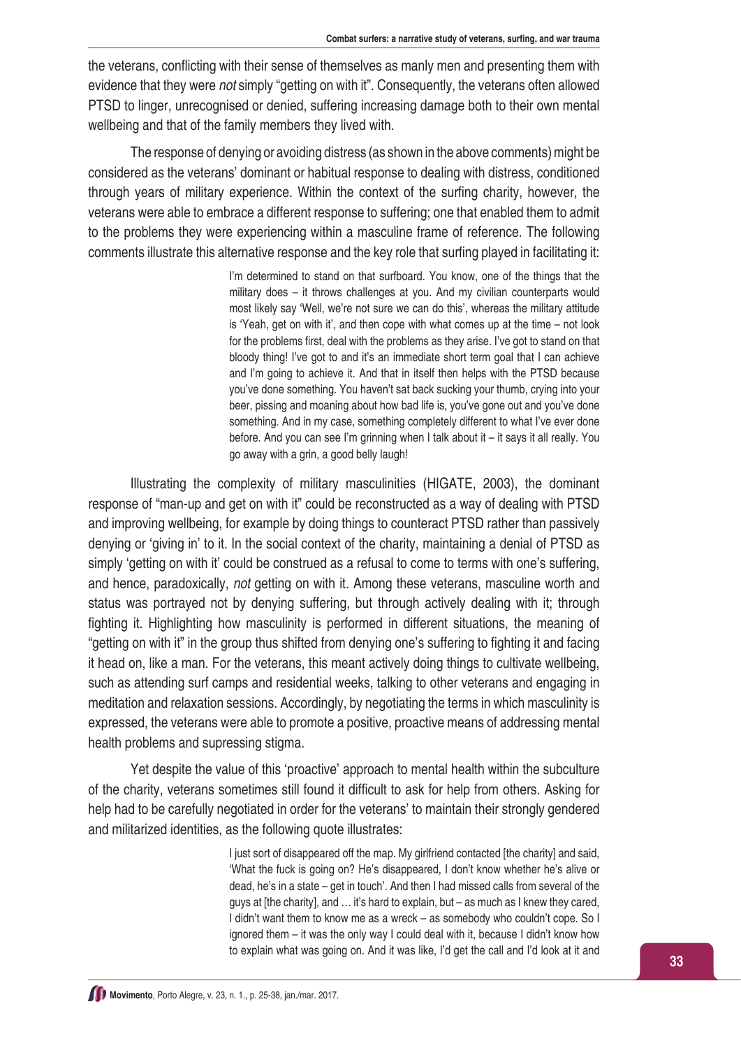the veterans, conflicting with their sense of themselves as manly men and presenting them with evidence that they were *not* simply "getting on with it". Consequently, the veterans often allowed PTSD to linger, unrecognised or denied, suffering increasing damage both to their own mental wellbeing and that of the family members they lived with.

The response of denying or avoiding distress (as shown in the above comments) might be considered as the veterans' dominant or habitual response to dealing with distress, conditioned through years of military experience. Within the context of the surfing charity, however, the veterans were able to embrace a different response to suffering; one that enabled them to admit to the problems they were experiencing within a masculine frame of reference. The following comments illustrate this alternative response and the key role that surfing played in facilitating it:

> I'm determined to stand on that surfboard. You know, one of the things that the military does – it throws challenges at you. And my civilian counterparts would most likely say 'Well, we're not sure we can do this', whereas the military attitude is 'Yeah, get on with it', and then cope with what comes up at the time – not look for the problems first, deal with the problems as they arise. I've got to stand on that bloody thing! I've got to and it's an immediate short term goal that I can achieve and I'm going to achieve it. And that in itself then helps with the PTSD because you've done something. You haven't sat back sucking your thumb, crying into your beer, pissing and moaning about how bad life is, you've gone out and you've done something. And in my case, something completely different to what I've ever done before. And you can see I'm grinning when I talk about it – it says it all really. You go away with a grin, a good belly laugh!

Illustrating the complexity of military masculinities (HIGATE, 2003), the dominant response of "man-up and get on with it" could be reconstructed as a way of dealing with PTSD and improving wellbeing, for example by doing things to counteract PTSD rather than passively denying or 'giving in' to it. In the social context of the charity, maintaining a denial of PTSD as simply 'getting on with it' could be construed as a refusal to come to terms with one's suffering, and hence, paradoxically, *not* getting on with it. Among these veterans, masculine worth and status was portrayed not by denying suffering, but through actively dealing with it; through fighting it. Highlighting how masculinity is performed in different situations, the meaning of "getting on with it" in the group thus shifted from denying one's suffering to fighting it and facing it head on, like a man. For the veterans, this meant actively doing things to cultivate wellbeing, such as attending surf camps and residential weeks, talking to other veterans and engaging in meditation and relaxation sessions. Accordingly, by negotiating the terms in which masculinity is expressed, the veterans were able to promote a positive, proactive means of addressing mental health problems and supressing stigma.

Yet despite the value of this 'proactive' approach to mental health within the subculture of the charity, veterans sometimes still found it difficult to ask for help from others. Asking for help had to be carefully negotiated in order for the veterans' to maintain their strongly gendered and militarized identities, as the following quote illustrates:

> I just sort of disappeared off the map. My girlfriend contacted [the charity] and said, 'What the fuck is going on? He's disappeared, I don't know whether he's alive or dead, he's in a state – get in touch'. And then I had missed calls from several of the guys at [the charity], and … it's hard to explain, but – as much as I knew they cared, I didn't want them to know me as a wreck – as somebody who couldn't cope. So I ignored them – it was the only way I could deal with it, because I didn't know how to explain what was going on. And it was like, I'd get the call and I'd look at it and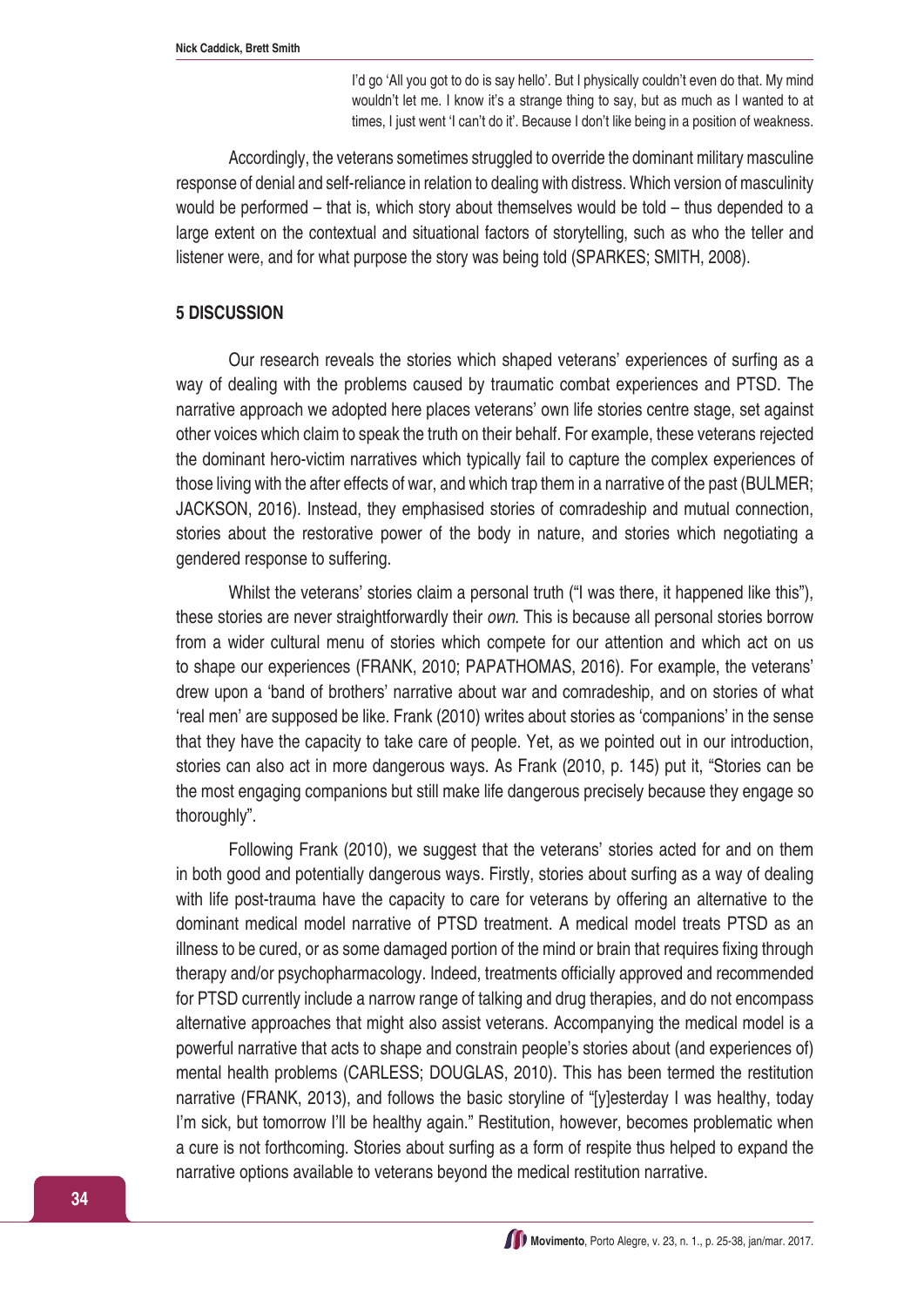> I'd go 'All you got to do is say hello'. But I physically couldn't even do that. My mind wouldn't let me. I know it's a strange thing to say, but as much as I wanted to at times, I just went 'I can't do it'. Because I don't like being in a position of weakness.

Accordingly, the veterans sometimes struggled to override the dominant military masculine response of denial and self-reliance in relation to dealing with distress. Which version of masculinity would be performed – that is, which story about themselves would be told – thus depended to a large extent on the contextual and situational factors of storytelling, such as who the teller and listener were, and for what purpose the story was being told (SPARKES; SMITH, 2008).

## 5 DISCUSSION

Our research reveals the stories which shaped veterans' experiences of surfing as a way of dealing with the problems caused by traumatic combat experiences and PTSD. The narrative approach we adopted here places veterans' own life stories centre stage, set against other voices which claim to speak the truth on their behalf. For example, these veterans rejected the dominant hero-victim narratives which typically fail to capture the complex experiences of those living with the after effects of war, and which trap them in a narrative of the past (BULMER; JACKSON, 2016). Instead, they emphasised stories of comradeship and mutual connection, stories about the restorative power of the body in nature, and stories which negotiating a gendered response to suffering.

Whilst the veterans' stories claim a personal truth ("I was there, it happened like this"), these stories are never straightforwardly their *own*. This is because all personal stories borrow from a wider cultural menu of stories which compete for our attention and which act on us to shape our experiences (FRANK, 2010; PAPATHOMAS, 2016). For example, the veterans' drew upon a 'band of brothers' narrative about war and comradeship, and on stories of what 'real men' are supposed be like. Frank (2010) writes about stories as 'companions' in the sense that they have the capacity to take care of people. Yet, as we pointed out in our introduction, stories can also act in more dangerous ways. As Frank (2010, p. 145) put it, "Stories can be the most engaging companions but still make life dangerous precisely because they engage so thoroughly".

Following Frank (2010), we suggest that the veterans' stories acted for and on them in both good and potentially dangerous ways. Firstly, stories about surfing as a way of dealing with life post-trauma have the capacity to care for veterans by offering an alternative to the dominant medical model narrative of PTSD treatment. A medical model treats PTSD as an illness to be cured, or as some damaged portion of the mind or brain that requires fixing through therapy and/or psychopharmacology. Indeed, treatments officially approved and recommended for PTSD currently include a narrow range of talking and drug therapies, and do not encompass alternative approaches that might also assist veterans. Accompanying the medical model is a powerful narrative that acts to shape and constrain people's stories about (and experiences of) mental health problems (CARLESS; DOUGLAS, 2010). This has been termed the restitution narrative (FRANK, 2013), and follows the basic storyline of "[y]esterday I was healthy, today I'm sick, but tomorrow I'll be healthy again." Restitution, however, becomes problematic when a cure is not forthcoming. Stories about surfing as a form of respite thus helped to expand the narrative options available to veterans beyond the medical restitution narrative.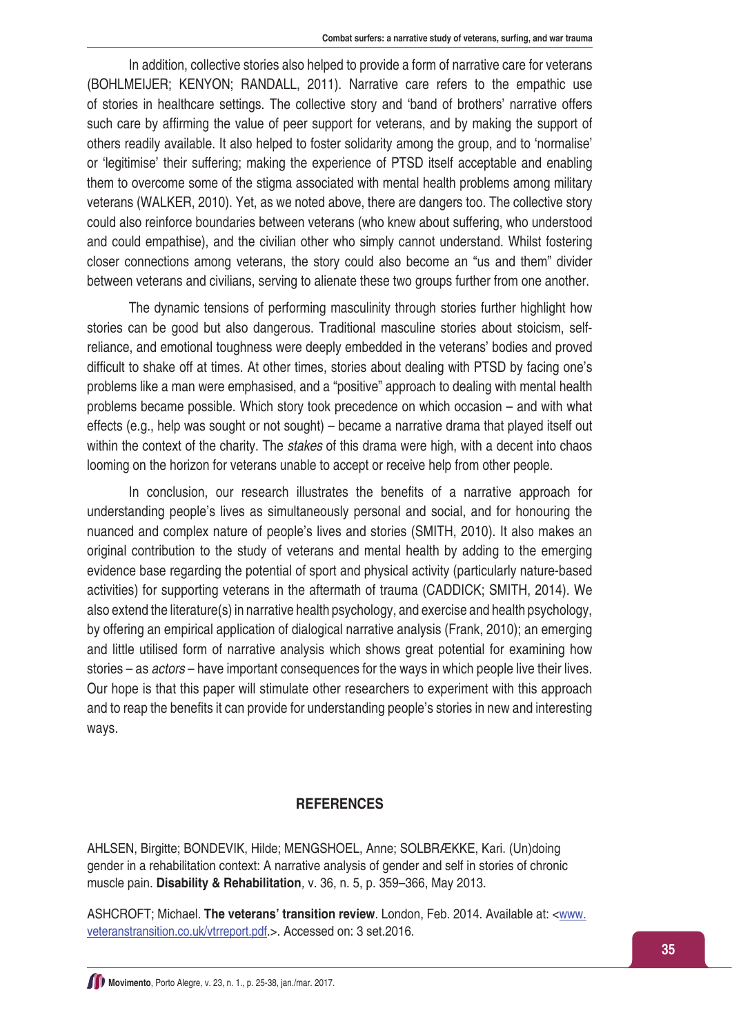In addition, collective stories also helped to provide a form of narrative care for veterans (BOHLMEIJER; KENYON; RANDALL, 2011). Narrative care refers to the empathic use of stories in healthcare settings. The collective story and 'band of brothers' narrative offers such care by affirming the value of peer support for veterans, and by making the support of others readily available. It also helped to foster solidarity among the group, and to 'normalise' or 'legitimise' their suffering; making the experience of PTSD itself acceptable and enabling them to overcome some of the stigma associated with mental health problems among military veterans (WALKER, 2010). Yet, as we noted above, there are dangers too. The collective story could also reinforce boundaries between veterans (who knew about suffering, who understood and could empathise), and the civilian other who simply cannot understand. Whilst fostering closer connections among veterans, the story could also become an "us and them" divider between veterans and civilians, serving to alienate these two groups further from one another.

The dynamic tensions of performing masculinity through stories further highlight how stories can be good but also dangerous. Traditional masculine stories about stoicism, self-reliance, and emotional toughness were deeply embedded in the veterans' bodies and proved difficult to shake off at times. At other times, stories about dealing with PTSD by facing one's problems like a man were emphasised, and a "positive" approach to dealing with mental health problems became possible. Which story took precedence on which occasion – and with what effects (e.g., help was sought or not sought) – became a narrative drama that played itself out within the context of the charity. The *stakes* of this drama were high, with a decent into chaos looming on the horizon for veterans unable to accept or receive help from other people.

In conclusion, our research illustrates the benefits of a narrative approach for understanding people's lives as simultaneously personal and social, and for honouring the nuanced and complex nature of people's lives and stories (SMITH, 2010). It also makes an original contribution to the study of veterans and mental health by adding to the emerging evidence base regarding the potential of sport and physical activity (particularly nature-based activities) for supporting veterans in the aftermath of trauma (CADDICK; SMITH, 2014). We also extend the literature(s) in narrative health psychology, and exercise and health psychology, by offering an empirical application of dialogical narrative analysis (Frank, 2010); an emerging and little utilised form of narrative analysis which shows great potential for examining how stories – as *actors* – have important consequences for the ways in which people live their lives. Our hope is that this paper will stimulate other researchers to experiment with this approach and to reap the benefits it can provide for understanding people's stories in new and interesting ways.

## REFERENCES

AHLSEN, Birgitte; BONDEVIK, Hilde; MENGSHOEL, Anne; SOLBRÆKKE, Kari. (Un)doing gender in a rehabilitation context: A narrative analysis of gender and self in stories of chronic muscle pain. **Disability & Rehabilitation**, v. 36, n. 5, p. 359–366, May 2013.

ASHCROFT; Michael. **The veterans' transition review**. London, Feb. 2014. Available at: <www.veteranstransition.co.uk/vtrreport.pdf.>. Accessed on: 3 set.2016.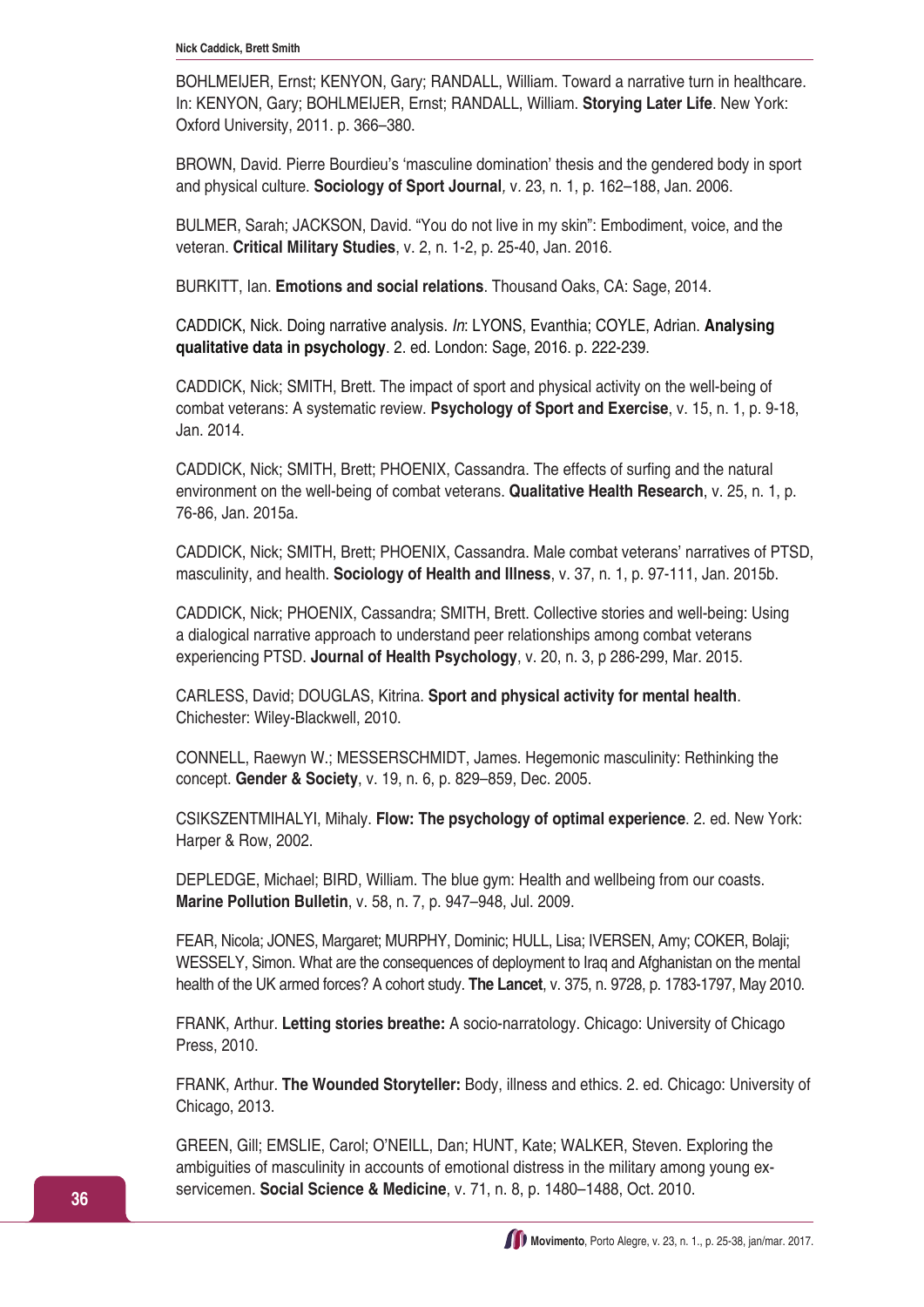BOHLMEIJER, Ernst; KENYON, Gary; RANDALL, William. Toward a narrative turn in healthcare. In: KENYON, Gary; BOHLMEIJER, Ernst; RANDALL, William. **Storying Later Life**. New York: Oxford University, 2011. p. 366–380.

BROWN, David. Pierre Bourdieu's 'masculine domination' thesis and the gendered body in sport and physical culture. **Sociology of Sport Journal**, v. 23, n. 1, p. 162–188, Jan. 2006.

BULMER, Sarah; JACKSON, David. "You do not live in my skin": Embodiment, voice, and the veteran. **Critical Military Studies**, v. 2, n. 1-2, p. 25-40, Jan. 2016.

BURKITT, Ian. **Emotions and social relations**. Thousand Oaks, CA: Sage, 2014.

CADDICK, Nick. Doing narrative analysis. *In*: LYONS, Evanthia; COYLE, Adrian. **Analysing qualitative data in psychology**. 2. ed. London: Sage, 2016. p. 222-239.

CADDICK, Nick; SMITH, Brett. The impact of sport and physical activity on the well-being of combat veterans: A systematic review. **Psychology of Sport and Exercise**, v. 15, n. 1, p. 9-18, Jan. 2014.

CADDICK, Nick; SMITH, Brett; PHOENIX, Cassandra. The effects of surfing and the natural environment on the well-being of combat veterans. **Qualitative Health Research**, v. 25, n. 1, p. 76-86, Jan. 2015a.

CADDICK, Nick; SMITH, Brett; PHOENIX, Cassandra. Male combat veterans' narratives of PTSD, masculinity, and health. **Sociology of Health and Illness**, v. 37, n. 1, p. 97-111, Jan. 2015b.

CADDICK, Nick; PHOENIX, Cassandra; SMITH, Brett. Collective stories and well-being: Using a dialogical narrative approach to understand peer relationships among combat veterans experiencing PTSD. **Journal of Health Psychology**, v. 20, n. 3, p 286-299, Mar. 2015.

CARLESS, David; DOUGLAS, Kitrina. **Sport and physical activity for mental health**. Chichester: Wiley-Blackwell, 2010.

CONNELL, Raewyn W.; MESSERSCHMIDT, James. Hegemonic masculinity: Rethinking the concept. **Gender & Society**, v. 19, n. 6, p. 829–859, Dec. 2005.

CSIKSZENTMIHALYI, Mihaly. **Flow: The psychology of optimal experience**. 2. ed. New York: Harper & Row, 2002.

DEPLEDGE, Michael; BIRD, William. The blue gym: Health and wellbeing from our coasts. **Marine Pollution Bulletin**, v. 58, n. 7, p. 947–948, Jul. 2009.

FEAR, Nicola; JONES, Margaret; MURPHY, Dominic; HULL, Lisa; IVERSEN, Amy; COKER, Bolaji; WESSELY, Simon. What are the consequences of deployment to Iraq and Afghanistan on the mental health of the UK armed forces? A cohort study. **The Lancet**, v. 375, n. 9728, p. 1783-1797, May 2010.

FRANK, Arthur. **Letting stories breathe:** A socio-narratology. Chicago: University of Chicago Press, 2010.

FRANK, Arthur. **The Wounded Storyteller:** Body, illness and ethics. 2. ed. Chicago: University of Chicago, 2013.

GREEN, Gill; EMSLIE, Carol; O'NEILL, Dan; HUNT, Kate; WALKER, Steven. Exploring the ambiguities of masculinity in accounts of emotional distress in the military among young ex-servicemen. **Social Science & Medicine**, v. 71, n. 8, p. 1480–1488, Oct. 2010.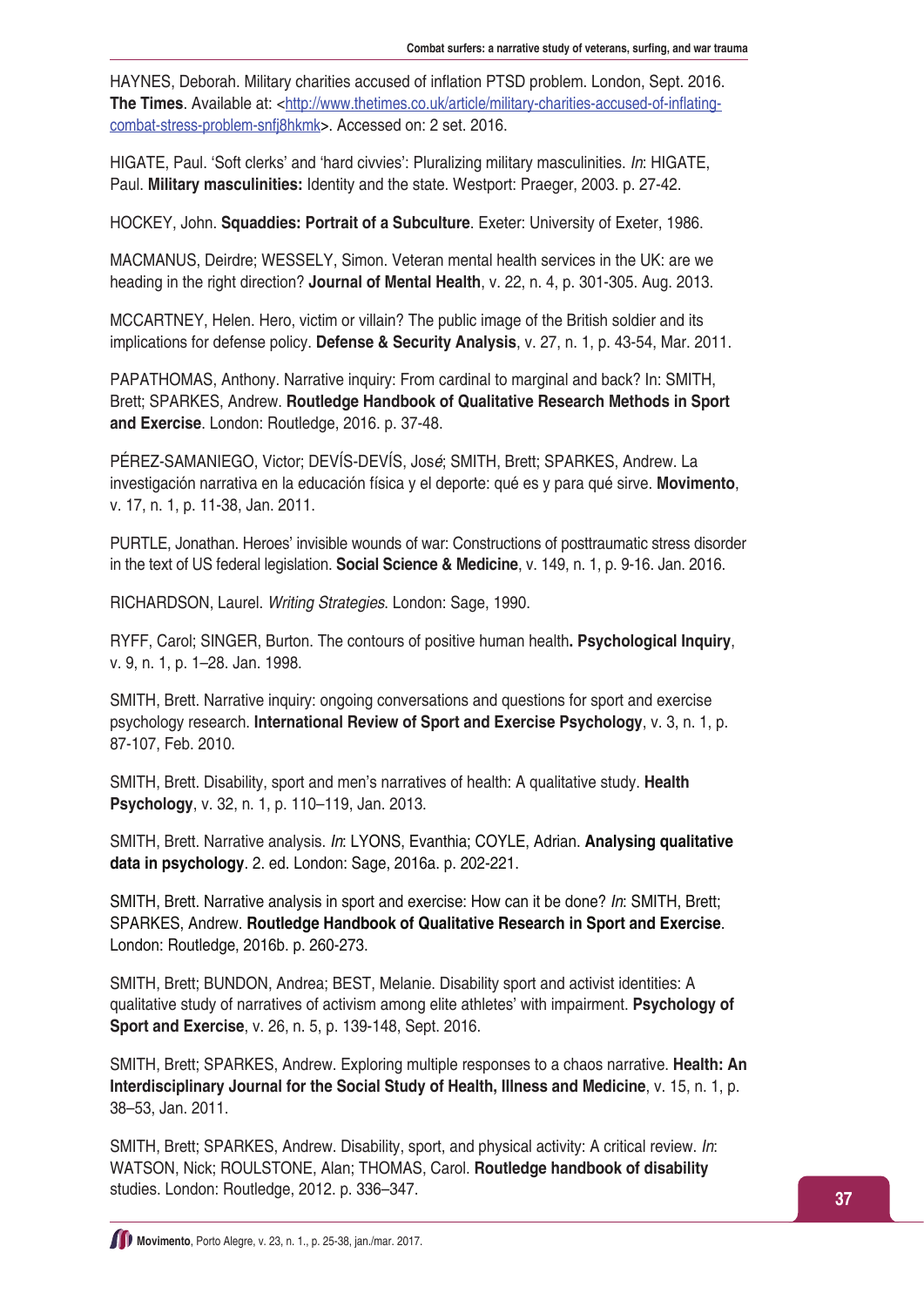HAYNES, Deborah. Military charities accused of inflation PTSD problem. London, Sept. 2016. **The Times**. Available at: <http://www.thetimes.co.uk/article/military-charities-accused-of-inflating-combat-stress-problem-snfj8hkmk>. Accessed on: 2 set. 2016.

HIGATE, Paul. 'Soft clerks' and 'hard civvies': Pluralizing military masculinities. *In*: HIGATE, Paul. **Military masculinities:** Identity and the state. Westport: Praeger, 2003. p. 27-42.

HOCKEY, John. **Squaddies: Portrait of a Subculture**. Exeter: University of Exeter, 1986.

MACMANUS, Deirdre; WESSELY, Simon. Veteran mental health services in the UK: are we heading in the right direction? **Journal of Mental Health**, v. 22, n. 4, p. 301-305. Aug. 2013.

MCCARTNEY, Helen. Hero, victim or villain? The public image of the British soldier and its implications for defense policy. **Defense & Security Analysis**, v. 27, n. 1, p. 43-54, Mar. 2011.

PAPATHOMAS, Anthony. Narrative inquiry: From cardinal to marginal and back? In: SMITH, Brett; SPARKES, Andrew. **Routledge Handbook of Qualitative Research Methods in Sport and Exercise**. London: Routledge, 2016. p. 37-48.

PÉREZ-SAMANIEGO, Victor; DEVÍS-DEVÍS, José; SMITH, Brett; SPARKES, Andrew. La investigación narrativa en la educación física y el deporte: qué es y para qué sirve. **Movimento**, v. 17, n. 1, p. 11-38, Jan. 2011.

PURTLE, Jonathan. Heroes' invisible wounds of war: Constructions of posttraumatic stress disorder in the text of US federal legislation. **Social Science & Medicine**, v. 149, n. 1, p. 9-16. Jan. 2016.

RICHARDSON, Laurel. *Writing Strategies*. London: Sage, 1990.

RYFF, Carol; SINGER, Burton. The contours of positive human health**. Psychological Inquiry**, v. 9, n. 1, p. 1–28. Jan. 1998.

SMITH, Brett. Narrative inquiry: ongoing conversations and questions for sport and exercise psychology research. **International Review of Sport and Exercise Psychology**, v. 3, n. 1, p. 87-107, Feb. 2010.

SMITH, Brett. Disability, sport and men's narratives of health: A qualitative study. **Health Psychology**, v. 32, n. 1, p. 110–119, Jan. 2013.

SMITH, Brett. Narrative analysis. *In*: LYONS, Evanthia; COYLE, Adrian. **Analysing qualitative data in psychology**. 2. ed. London: Sage, 2016a. p. 202-221.

SMITH, Brett. Narrative analysis in sport and exercise: How can it be done? *In*: SMITH, Brett; SPARKES, Andrew. **Routledge Handbook of Qualitative Research in Sport and Exercise**. London: Routledge, 2016b. p. 260-273.

SMITH, Brett; BUNDON, Andrea; BEST, Melanie. Disability sport and activist identities: A qualitative study of narratives of activism among elite athletes' with impairment. **Psychology of Sport and Exercise**, v. 26, n. 5, p. 139-148, Sept. 2016.

SMITH, Brett; SPARKES, Andrew. Exploring multiple responses to a chaos narrative. **Health: An Interdisciplinary Journal for the Social Study of Health, Illness and Medicine**, v. 15, n. 1, p. 38–53, Jan. 2011.

SMITH, Brett; SPARKES, Andrew. Disability, sport, and physical activity: A critical review. *In*: WATSON, Nick; ROULSTONE, Alan; THOMAS, Carol. **Routledge handbook of disability** studies. London: Routledge, 2012. p. 336–347.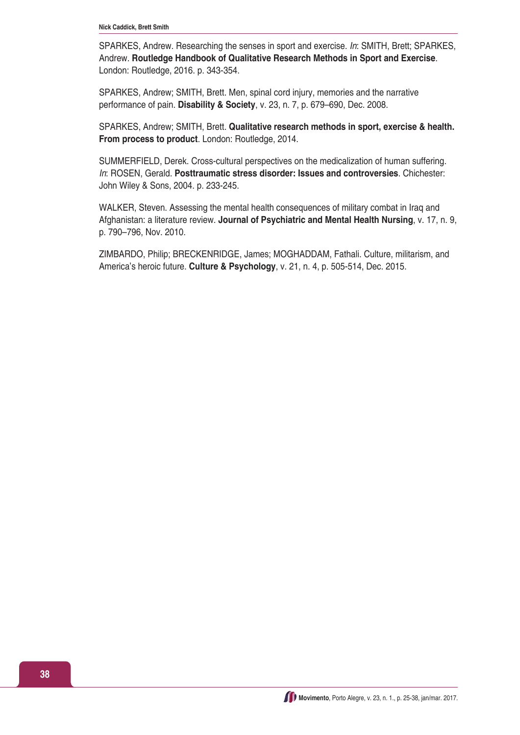SPARKES, Andrew. Researching the senses in sport and exercise. *In*: SMITH, Brett; SPARKES, Andrew. **Routledge Handbook of Qualitative Research Methods in Sport and Exercise**. London: Routledge, 2016. p. 343-354.

SPARKES, Andrew; SMITH, Brett. Men, spinal cord injury, memories and the narrative performance of pain. **Disability & Society**, v. 23, n. 7, p. 679–690, Dec. 2008.

SPARKES, Andrew; SMITH, Brett. **Qualitative research methods in sport, exercise & health. From process to product**. London: Routledge, 2014.

SUMMERFIELD, Derek. Cross-cultural perspectives on the medicalization of human suffering. *In*: ROSEN, Gerald. **Posttraumatic stress disorder: Issues and controversies**. Chichester: John Wiley & Sons, 2004. p. 233-245.

WALKER, Steven. Assessing the mental health consequences of military combat in Iraq and Afghanistan: a literature review. **Journal of Psychiatric and Mental Health Nursing**, v. 17, n. 9, p. 790–796, Nov. 2010.

ZIMBARDO, Philip; BRECKENRIDGE, James; MOGHADDAM, Fathali. Culture, militarism, and America's heroic future. **Culture & Psychology**, v. 21, n. 4, p. 505-514, Dec. 2015.